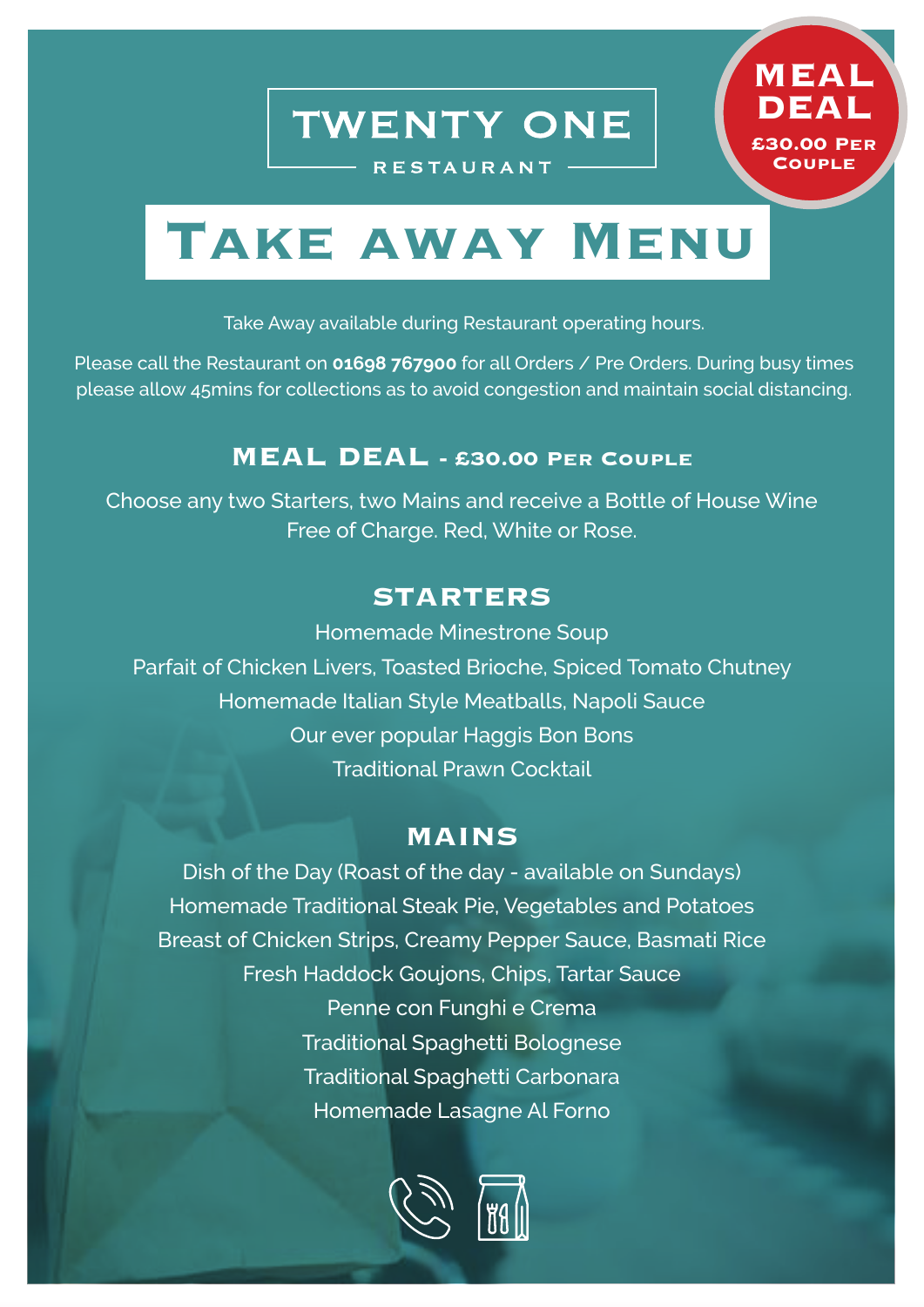# TWENTY ONE

RESTAURANT

**MEAL DEAL**
**£30.00 Per Couple**

# Take away Menu

Take Away available during Restaurant operating hours.

Please call the Restaurant on **01698 767900** for all Orders / Pre Orders. During busy times please allow 45mins for collections as to avoid congestion and maintain social distancing.

## MEAL DEAL - £30.00 Per Couple

Choose any two Starters, two Mains and receive a Bottle of House Wine Free of Charge. Red, White or Rose.

## STARTERS

Homemade Minestrone Soup

Parfait of Chicken Livers, Toasted Brioche, Spiced Tomato Chutney

Homemade Italian Style Meatballs, Napoli Sauce

Our ever popular Haggis Bon Bons

Traditional Prawn Cocktail

## MAINS

Dish of the Day (Roast of the day - available on Sundays)

Homemade Traditional Steak Pie, Vegetables and Potatoes

Breast of Chicken Strips, Creamy Pepper Sauce, Basmati Rice

Fresh Haddock Goujons, Chips, Tartar Sauce

Penne con Funghi e Crema

Traditional Spaghetti Bolognese

Traditional Spaghetti Carbonara

Homemade Lasagne Al Forno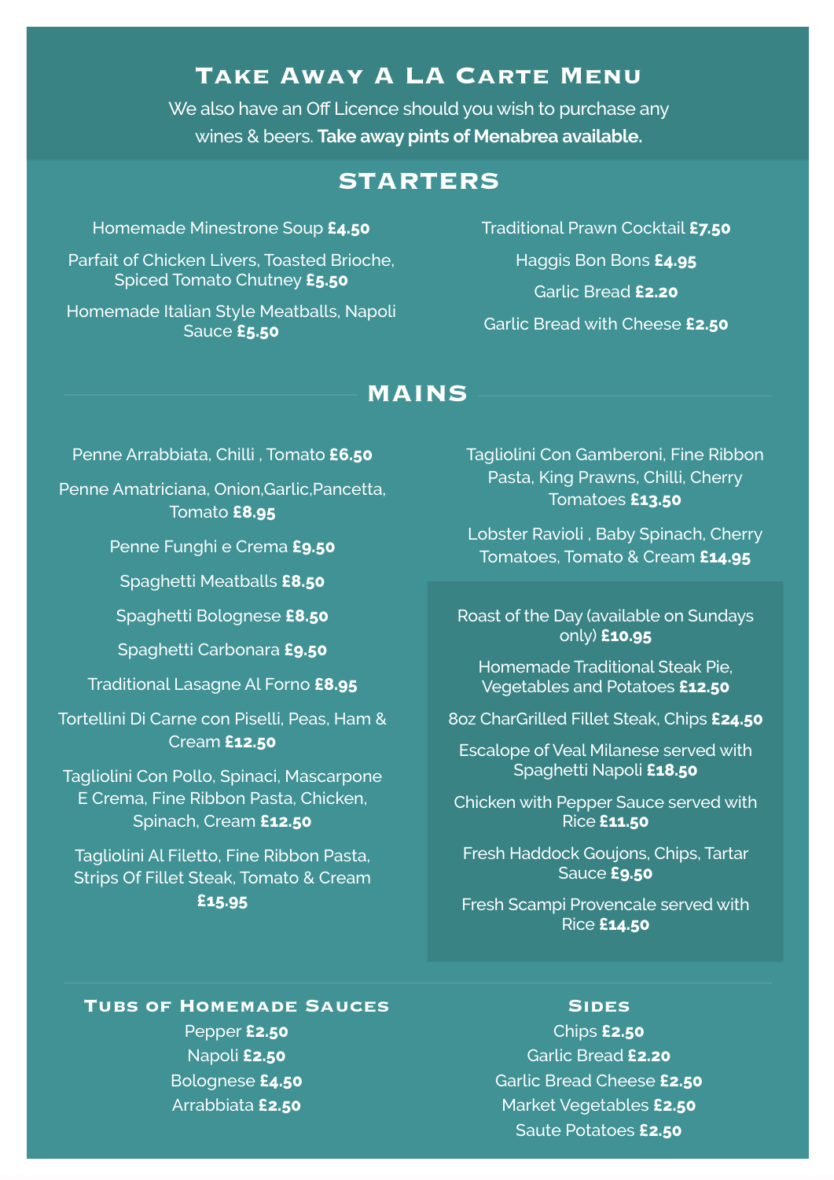# Take Away A LA Carte Menu

We also have an Off Licence should you wish to purchase any wines & beers. **Take away pints of Menabrea available.**

## STARTERS

Homemade Minestrone Soup **£4.50**

Parfait of Chicken Livers, Toasted Brioche, Spiced Tomato Chutney **£5.50**

Homemade Italian Style Meatballs, Napoli Sauce **£5.50**

Traditional Prawn Cocktail **£7.50**

Haggis Bon Bons **£4.95**

Garlic Bread **£2.20**

Garlic Bread with Cheese **£2.50**

## MAINS

Penne Arrabbiata, Chilli , Tomato **£6.50**

Penne Amatriciana, Onion,Garlic,Pancetta, Tomato **£8.95**

Penne Funghi e Crema **£9.50**

Spaghetti Meatballs **£8.50**

Spaghetti Bolognese **£8.50**

Spaghetti Carbonara **£9.50**

Traditional Lasagne Al Forno **£8.95**

Tortellini Di Carne con Piselli, Peas, Ham & Cream **£12.50**

Tagliolini Con Pollo, Spinaci, Mascarpone E Crema, Fine Ribbon Pasta, Chicken, Spinach, Cream **£12.50**

Tagliolini Al Filetto, Fine Ribbon Pasta, Strips Of Fillet Steak, Tomato & Cream **£15.95**

Tagliolini Con Gamberoni, Fine Ribbon Pasta, King Prawns, Chilli, Cherry Tomatoes **£13.50**

Lobster Ravioli , Baby Spinach, Cherry Tomatoes, Tomato & Cream **£14.95**

Roast of the Day (available on Sundays only) **£10.95**

Homemade Traditional Steak Pie, Vegetables and Potatoes **£12.50**

8oz CharGrilled Fillet Steak, Chips **£24.50**

Escalope of Veal Milanese served with Spaghetti Napoli **£18.50**

Chicken with Pepper Sauce served with Rice **£11.50**

Fresh Haddock Goujons, Chips, Tartar Sauce **£9.50**

Fresh Scampi Provencale served with Rice **£14.50**

### Tubs of Homemade Sauces

Pepper **£2.50**

Napoli **£2.50**

Bolognese **£4.50**

Arrabbiata **£2.50**

### Sides

Chips **£2.50**

Garlic Bread **£2.20**

Garlic Bread Cheese **£2.50**

Market Vegetables **£2.50**

Saute Potatoes **£2.50**